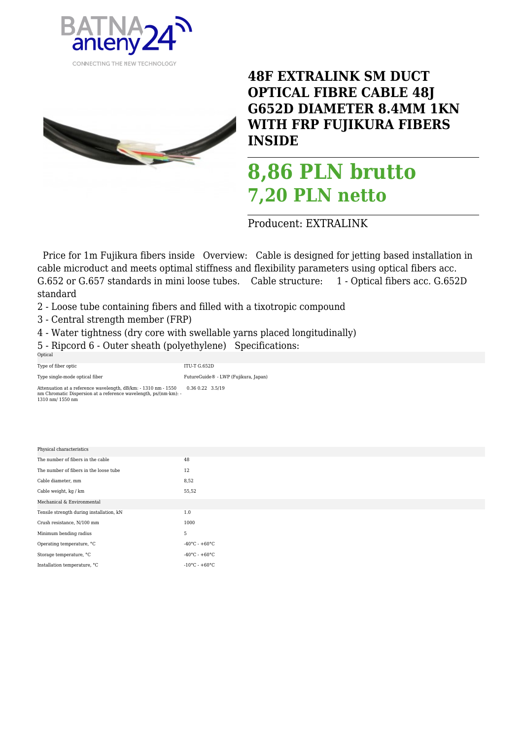# 48F EXTRALINK SM DUCT OPTICAL FIBRE CABLE 48J G652D DIAMETER 8.4MM 1KN WITH FRP FUJIKURA FIBERS INSIDE

## 8,86 PLN brutto
## 7,20 PLN netto

Producent: EXTRALINK

Price for 1m Fujikura fibers inside Overview: Cable is designed for jetting based installation in cable microduct and meets optimal stiffness and flexibility parameters using optical fibers acc. G.652 or G.657 standards in mini loose tubes. Cable structure: 1 - Optical fibers acc. G.652D standard

2 - Loose tube containing fibers and filled with a tixotropic compound

3 - Central strength member (FRP)

4 - Water tightness (dry core with swellable yarns placed longitudinally)

5 - Ripcord 6 - Outer sheath (polyethylene) Specifications:

| Optical | |
|---|---|
| Type of fiber optic | ITU-T G.652D |
| Type single-mode optical fiber | FutureGuide® - LWP (Fujikura, Japan) |
| Attenuation at a reference wavelength, dB/km: - 1310 nm - 1550 nm Chromatic Dispersion at a reference wavelength, ps/(nm·km): - 1310 nm/ 1550 nm | 0.36 0.22 3.5/19 |

| Physical characteristics | |
|---|---|
| The number of fibers in the cable | 48 |
| The number of fibers in the loose tube | 12 |
| Cable diameter, mm | 8,52 |
| Cable weight, kg / km | 55,52 |
| **Mechanical & Environmental** | |
| Tensile strength during installation, kN | 1.0 |
| Crush resistance, N/100 mm | 1000 |
| Minimum bending radius | 5 |
| Operating temperature, °C | -40°C - +60°C |
| Storage temperature, °C | -40°C - +60°C |
| Installation temperature, °C | -10°C - +60°C |